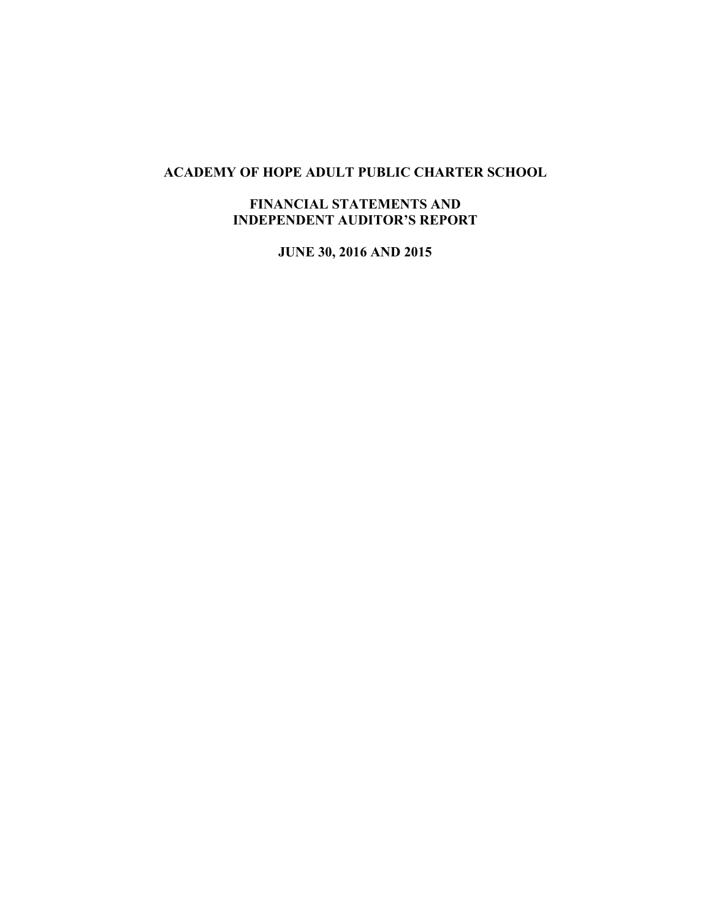# ACADEMY OF HOPE ADULT PUBLIC CHARTER SCHOOL

## FINANCIAL STATEMENTS AND INDEPENDENT AUDITOR'S REPORT

## JUNE 30, 2016 AND 2015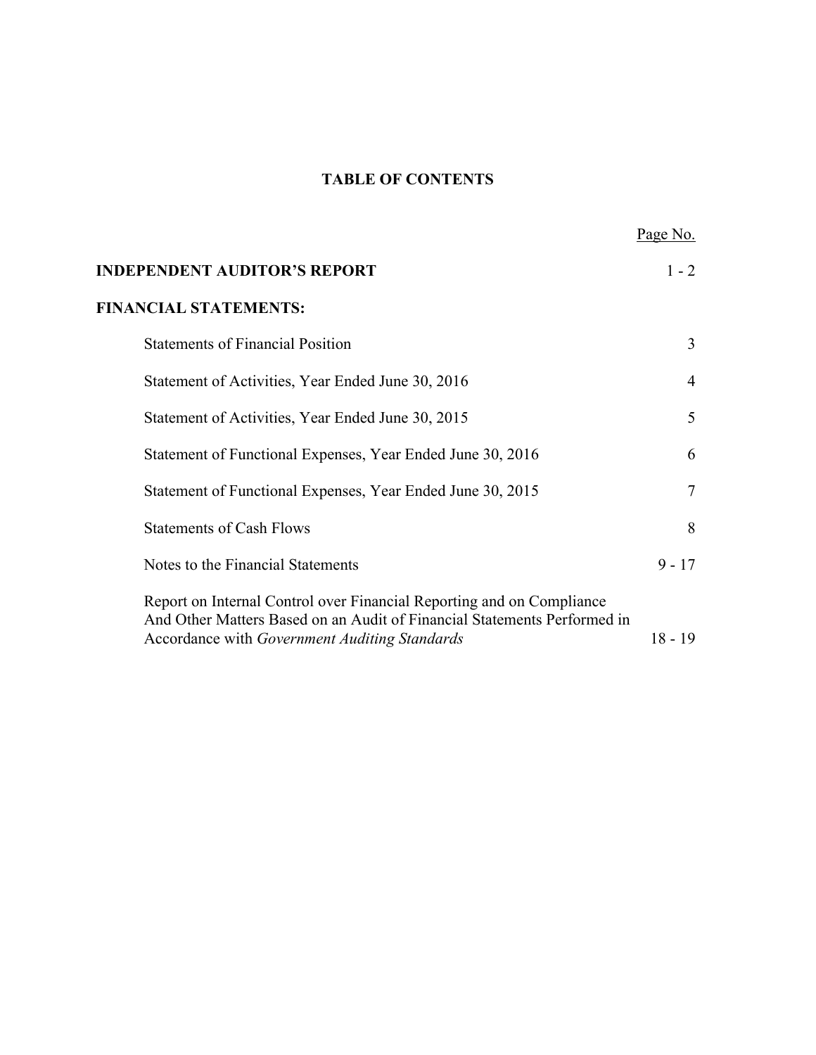# TABLE OF CONTENTS

| | Page No. |
|---|---|
| **INDEPENDENT AUDITOR'S REPORT** | 1 - 2 |
| **FINANCIAL STATEMENTS:** | |
| Statements of Financial Position | 3 |
| Statement of Activities, Year Ended June 30, 2016 | 4 |
| Statement of Activities, Year Ended June 30, 2015 | 5 |
| Statement of Functional Expenses, Year Ended June 30, 2016 | 6 |
| Statement of Functional Expenses, Year Ended June 30, 2015 | 7 |
| Statements of Cash Flows | 8 |
| Notes to the Financial Statements | 9 - 17 |
| Report on Internal Control over Financial Reporting and on Compliance And Other Matters Based on an Audit of Financial Statements Performed in Accordance with *Government Auditing Standards* | 18 - 19 |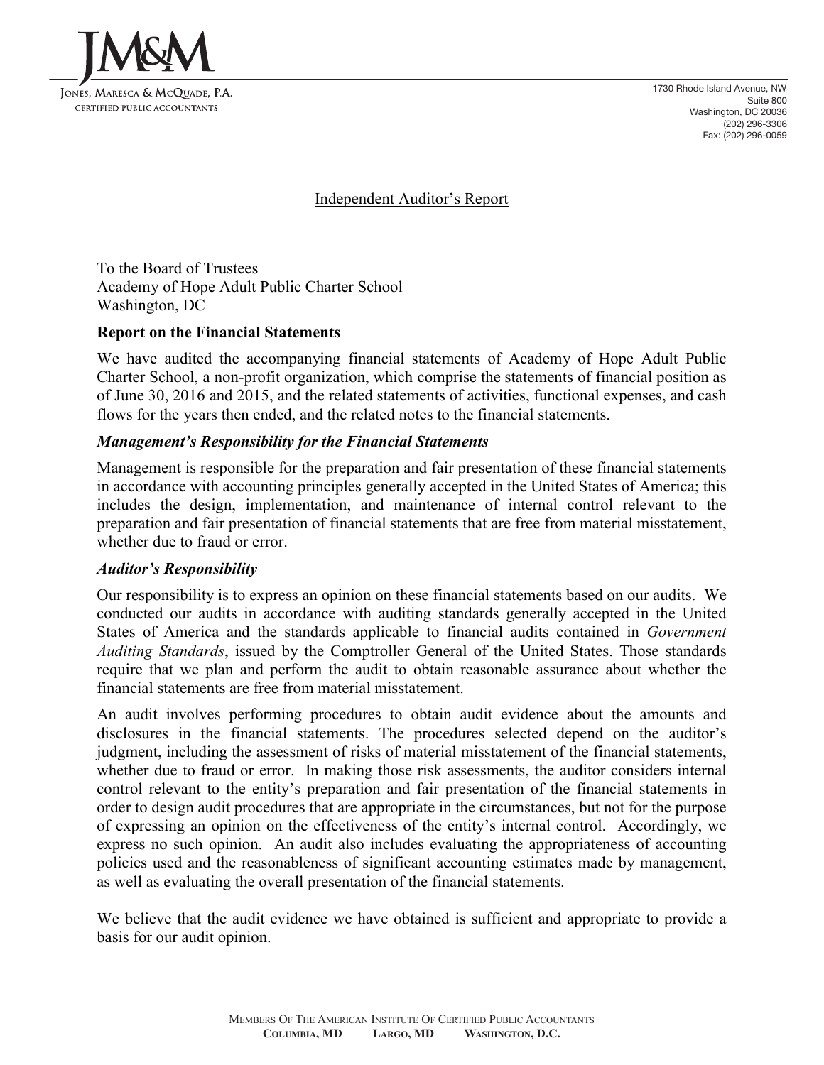JM&M

Jones, Maresca & McQuade, P.A.
Certified Public Accountants

1730 Rhode Island Avenue, NW
Suite 800
Washington, DC 20036
(202) 296-3306
Fax: (202) 296-0059

# Independent Auditor's Report

To the Board of Trustees
Academy of Hope Adult Public Charter School
Washington, DC

## Report on the Financial Statements

We have audited the accompanying financial statements of Academy of Hope Adult Public Charter School, a non-profit organization, which comprise the statements of financial position as of June 30, 2016 and 2015, and the related statements of activities, functional expenses, and cash flows for the years then ended, and the related notes to the financial statements.

### *Management's Responsibility for the Financial Statements*

Management is responsible for the preparation and fair presentation of these financial statements in accordance with accounting principles generally accepted in the United States of America; this includes the design, implementation, and maintenance of internal control relevant to the preparation and fair presentation of financial statements that are free from material misstatement, whether due to fraud or error.

### *Auditor's Responsibility*

Our responsibility is to express an opinion on these financial statements based on our audits. We conducted our audits in accordance with auditing standards generally accepted in the United States of America and the standards applicable to financial audits contained in *Government Auditing Standards*, issued by the Comptroller General of the United States. Those standards require that we plan and perform the audit to obtain reasonable assurance about whether the financial statements are free from material misstatement.

An audit involves performing procedures to obtain audit evidence about the amounts and disclosures in the financial statements. The procedures selected depend on the auditor's judgment, including the assessment of risks of material misstatement of the financial statements, whether due to fraud or error. In making those risk assessments, the auditor considers internal control relevant to the entity's preparation and fair presentation of the financial statements in order to design audit procedures that are appropriate in the circumstances, but not for the purpose of expressing an opinion on the effectiveness of the entity's internal control. Accordingly, we express no such opinion. An audit also includes evaluating the appropriateness of accounting policies used and the reasonableness of significant accounting estimates made by management, as well as evaluating the overall presentation of the financial statements.

We believe that the audit evidence we have obtained is sufficient and appropriate to provide a basis for our audit opinion.

Members Of The American Institute Of Certified Public Accountants
**Columbia, MD Largo, MD Washington, D.C.**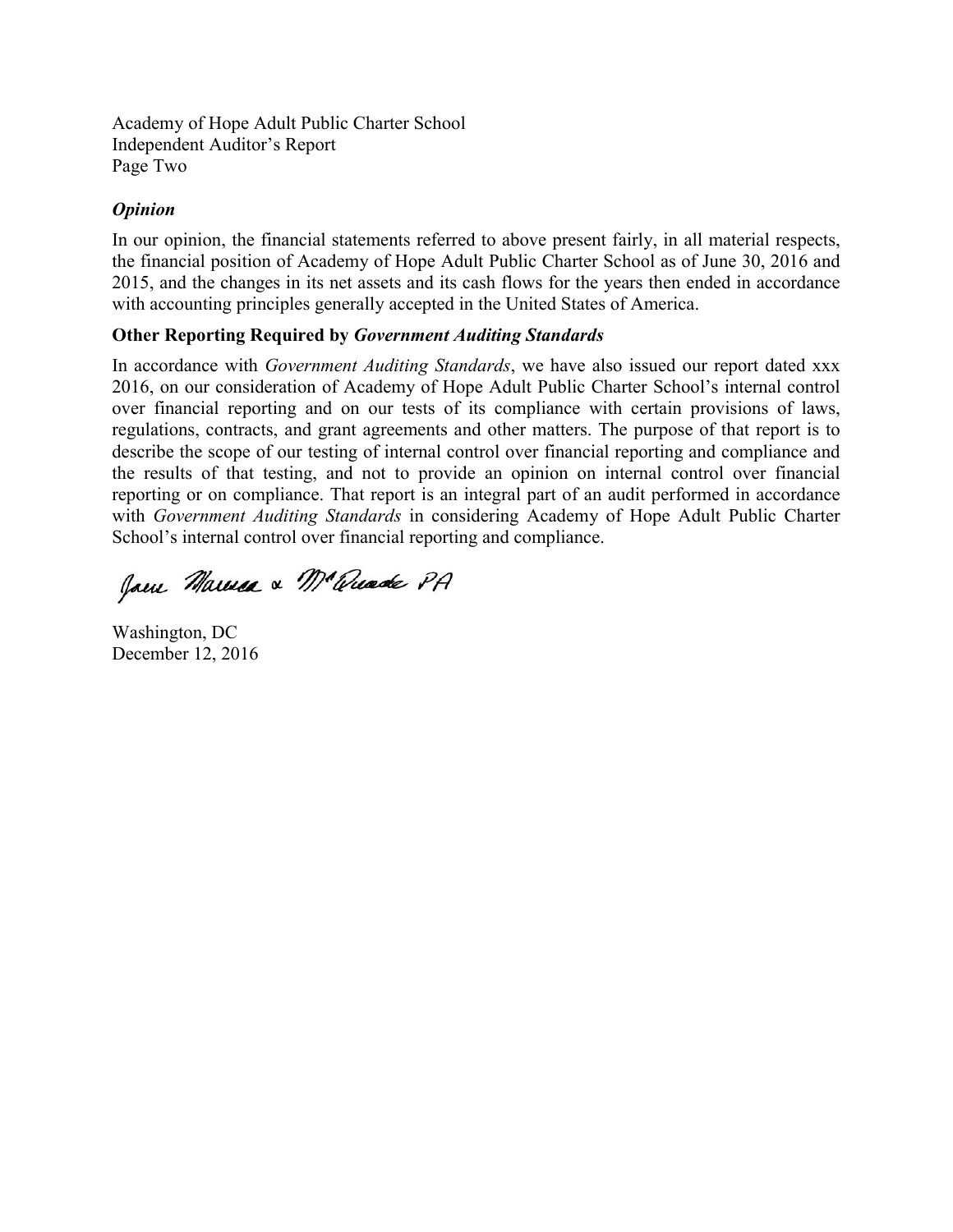Academy of Hope Adult Public Charter School
Independent Auditor's Report
Page Two

***Opinion***

In our opinion, the financial statements referred to above present fairly, in all material respects, the financial position of Academy of Hope Adult Public Charter School as of June 30, 2016 and 2015, and the changes in its net assets and its cash flows for the years then ended in accordance with accounting principles generally accepted in the United States of America.

**Other Reporting Required by *Government Auditing Standards***

In accordance with *Government Auditing Standards*, we have also issued our report dated xxx 2016, on our consideration of Academy of Hope Adult Public Charter School's internal control over financial reporting and on our tests of its compliance with certain provisions of laws, regulations, contracts, and grant agreements and other matters. The purpose of that report is to describe the scope of our testing of internal control over financial reporting and compliance and the results of that testing, and not to provide an opinion on internal control over financial reporting or on compliance. That report is an integral part of an audit performed in accordance with *Government Auditing Standards* in considering Academy of Hope Adult Public Charter School's internal control over financial reporting and compliance.

Jones Maresca & McQuade PA

Washington, DC
December 12, 2016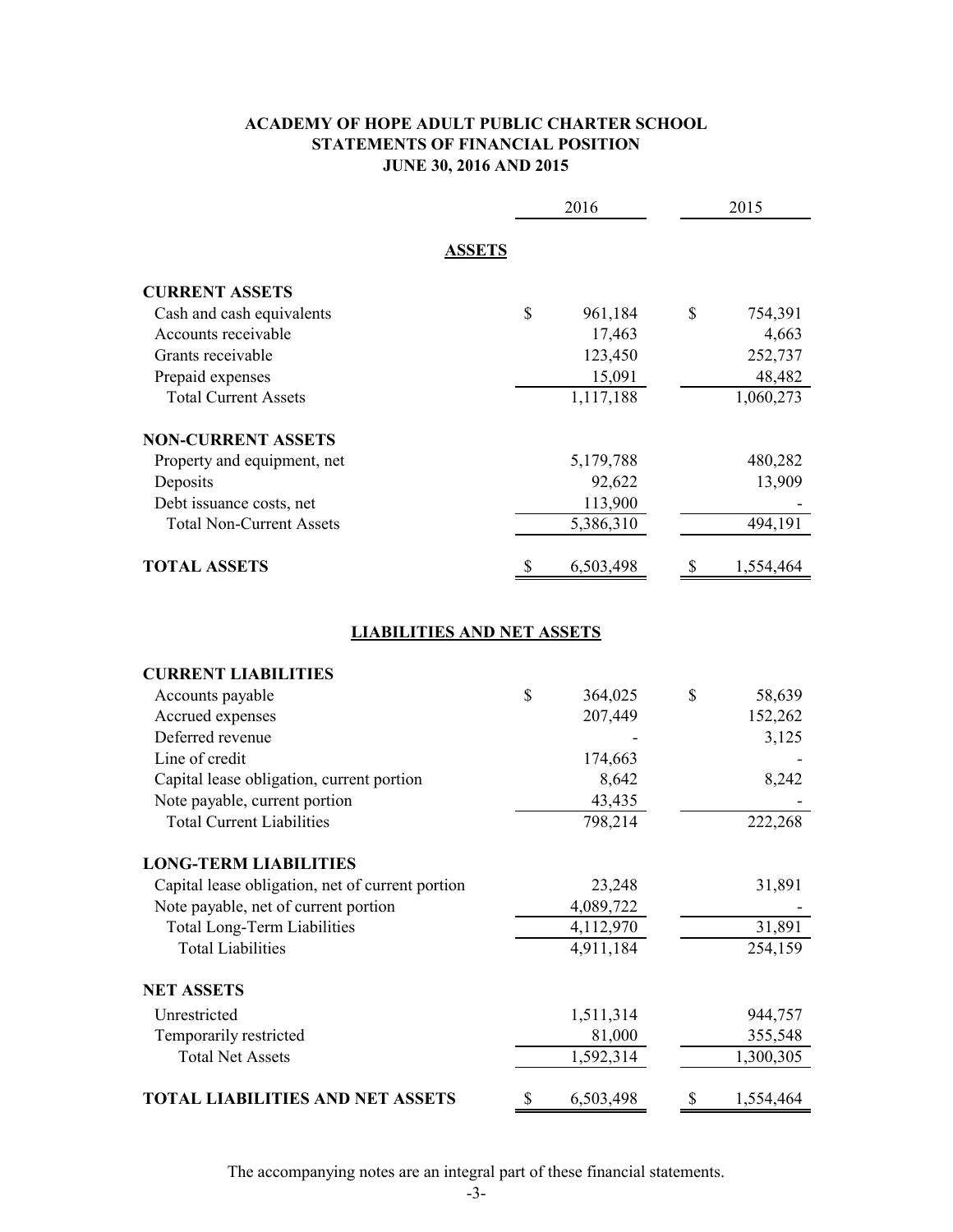**ACADEMY OF HOPE ADULT PUBLIC CHARTER SCHOOL**
**STATEMENTS OF FINANCIAL POSITION**
**JUNE 30, 2016 AND 2015**

| | 2016 | 2015 |
|---|---|---|
| **ASSETS** | | |
| **CURRENT ASSETS** | | |
| Cash and cash equivalents | $ 961,184 | $ 754,391 |
| Accounts receivable | 17,463 | 4,663 |
| Grants receivable | 123,450 | 252,737 |
| Prepaid expenses | 15,091 | 48,482 |
| Total Current Assets | 1,117,188 | 1,060,273 |
| **NON-CURRENT ASSETS** | | |
| Property and equipment, net | 5,179,788 | 480,282 |
| Deposits | 92,622 | 13,909 |
| Debt issuance costs, net | 113,900 | - |
| Total Non-Current Assets | 5,386,310 | 494,191 |
| **TOTAL ASSETS** | $ 6,503,498 | $ 1,554,464 |
| **LIABILITIES AND NET ASSETS** | | |
| **CURRENT LIABILITIES** | | |
| Accounts payable | $ 364,025 | $ 58,639 |
| Accrued expenses | 207,449 | 152,262 |
| Deferred revenue | - | 3,125 |
| Line of credit | 174,663 | - |
| Capital lease obligation, current portion | 8,642 | 8,242 |
| Note payable, current portion | 43,435 | - |
| Total Current Liabilities | 798,214 | 222,268 |
| **LONG-TERM LIABILITIES** | | |
| Capital lease obligation, net of current portion | 23,248 | 31,891 |
| Note payable, net of current portion | 4,089,722 | - |
| Total Long-Term Liabilities | 4,112,970 | 31,891 |
| Total Liabilities | 4,911,184 | 254,159 |
| **NET ASSETS** | | |
| Unrestricted | 1,511,314 | 944,757 |
| Temporarily restricted | 81,000 | 355,548 |
| Total Net Assets | 1,592,314 | 1,300,305 |
| **TOTAL LIABILITIES AND NET ASSETS** | $ 6,503,498 | $ 1,554,464 |

The accompanying notes are an integral part of these financial statements.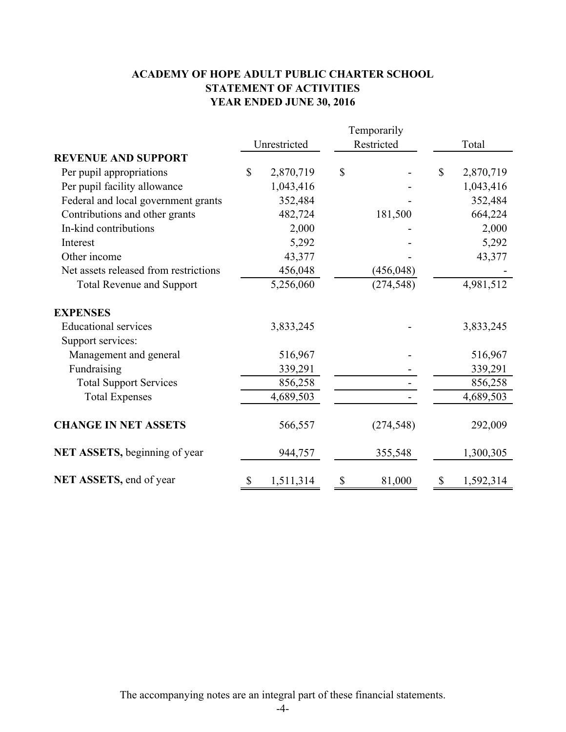# ACADEMY OF HOPE ADULT PUBLIC CHARTER SCHOOL
## STATEMENT OF ACTIVITIES
### YEAR ENDED JUNE 30, 2016

| | Unrestricted | Temporarily Restricted | Total |
|---|---|---|---|
| **REVENUE AND SUPPORT** | | | |
| Per pupil appropriations | $ 2,870,719 | $ - | $ 2,870,719 |
| Per pupil facility allowance | 1,043,416 | - | 1,043,416 |
| Federal and local government grants | 352,484 | - | 352,484 |
| Contributions and other grants | 482,724 | 181,500 | 664,224 |
| In-kind contributions | 2,000 | - | 2,000 |
| Interest | 5,292 | - | 5,292 |
| Other income | 43,377 | - | 43,377 |
| Net assets released from restrictions | 456,048 | (456,048) | - |
| Total Revenue and Support | 5,256,060 | (274,548) | 4,981,512 |
| **EXPENSES** | | | |
| Educational services | 3,833,245 | - | 3,833,245 |
| Support services: | | | |
| Management and general | 516,967 | - | 516,967 |
| Fundraising | 339,291 | - | 339,291 |
| Total Support Services | 856,258 | - | 856,258 |
| Total Expenses | 4,689,503 | - | 4,689,503 |
| **CHANGE IN NET ASSETS** | 566,557 | (274,548) | 292,009 |
| **NET ASSETS,** beginning of year | 944,757 | 355,548 | 1,300,305 |
| **NET ASSETS,** end of year | $ 1,511,314 | $ 81,000 | $ 1,592,314 |

The accompanying notes are an integral part of these financial statements.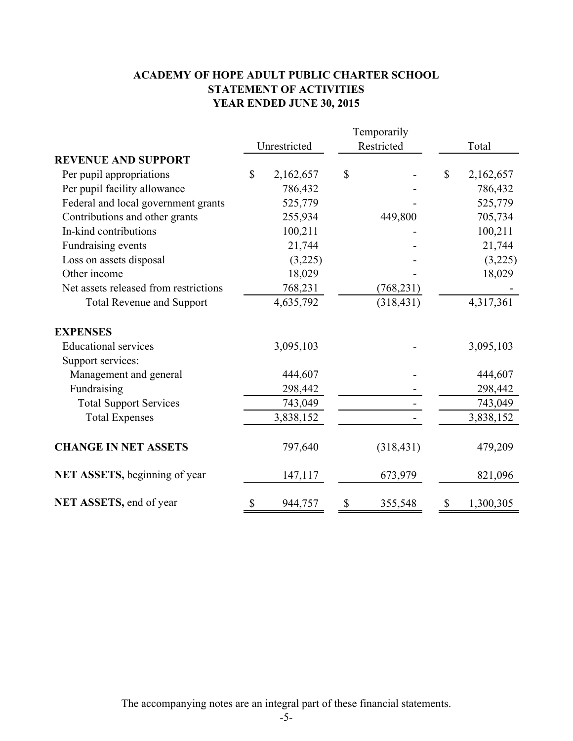# ACADEMY OF HOPE ADULT PUBLIC CHARTER SCHOOL
## STATEMENT OF ACTIVITIES
### YEAR ENDED JUNE 30, 2015

| | Unrestricted | Temporarily Restricted | Total |
|---|---|---|---|
| **REVENUE AND SUPPORT** | | | |
| Per pupil appropriations | $ 2,162,657 | $ - | $ 2,162,657 |
| Per pupil facility allowance | 786,432 | - | 786,432 |
| Federal and local government grants | 525,779 | - | 525,779 |
| Contributions and other grants | 255,934 | 449,800 | 705,734 |
| In-kind contributions | 100,211 | - | 100,211 |
| Fundraising events | 21,744 | - | 21,744 |
| Loss on assets disposal | (3,225) | - | (3,225) |
| Other income | 18,029 | - | 18,029 |
| Net assets released from restrictions | 768,231 | (768,231) | - |
| Total Revenue and Support | 4,635,792 | (318,431) | 4,317,361 |
| **EXPENSES** | | | |
| Educational services | 3,095,103 | - | 3,095,103 |
| Support services: | | | |
| Management and general | 444,607 | - | 444,607 |
| Fundraising | 298,442 | - | 298,442 |
| Total Support Services | 743,049 | - | 743,049 |
| Total Expenses | 3,838,152 | - | 3,838,152 |
| **CHANGE IN NET ASSETS** | 797,640 | (318,431) | 479,209 |
| **NET ASSETS,** beginning of year | 147,117 | 673,979 | 821,096 |
| **NET ASSETS,** end of year | $ 944,757 | $ 355,548 | $ 1,300,305 |

The accompanying notes are an integral part of these financial statements.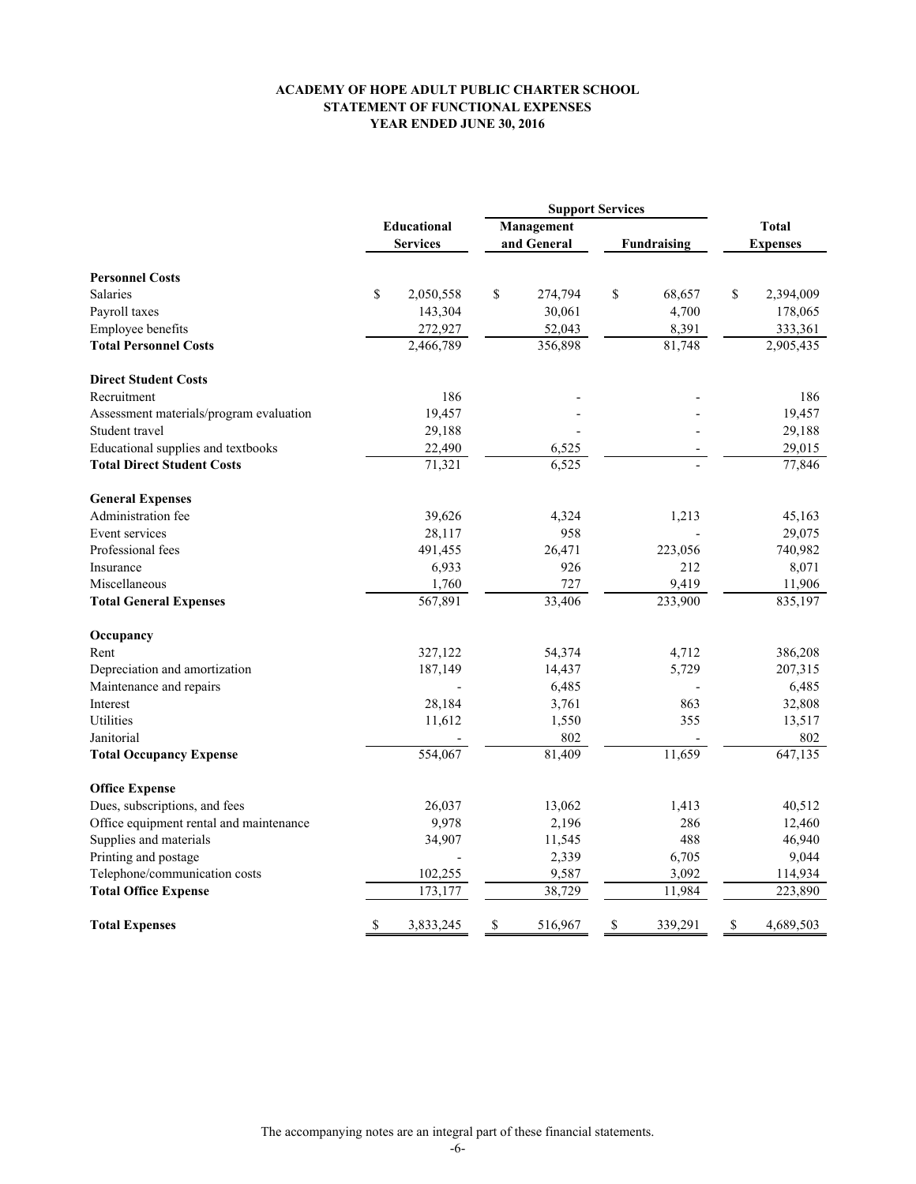**ACADEMY OF HOPE ADULT PUBLIC CHARTER SCHOOL**
**STATEMENT OF FUNCTIONAL EXPENSES**
**YEAR ENDED JUNE 30, 2016**

| | Educational Services | Support Services | | Total Expenses |
|---|---|---|---|---|
| | | Management and General | Fundraising | |
| **Personnel Costs** | | | | |
| Salaries | $ 2,050,558 | $ 274,794 | $ 68,657 | $ 2,394,009 |
| Payroll taxes | 143,304 | 30,061 | 4,700 | 178,065 |
| Employee benefits | 272,927 | 52,043 | 8,391 | 333,361 |
| **Total Personnel Costs** | 2,466,789 | 356,898 | 81,748 | 2,905,435 |
| **Direct Student Costs** | | | | |
| Recruitment | 186 | - | - | 186 |
| Assessment materials/program evaluation | 19,457 | - | - | 19,457 |
| Student travel | 29,188 | - | - | 29,188 |
| Educational supplies and textbooks | 22,490 | 6,525 | - | 29,015 |
| **Total Direct Student Costs** | 71,321 | 6,525 | - | 77,846 |
| **General Expenses** | | | | |
| Administration fee | 39,626 | 4,324 | 1,213 | 45,163 |
| Event services | 28,117 | 958 | - | 29,075 |
| Professional fees | 491,455 | 26,471 | 223,056 | 740,982 |
| Insurance | 6,933 | 926 | 212 | 8,071 |
| Miscellaneous | 1,760 | 727 | 9,419 | 11,906 |
| **Total General Expenses** | 567,891 | 33,406 | 233,900 | 835,197 |
| **Occupancy** | | | | |
| Rent | 327,122 | 54,374 | 4,712 | 386,208 |
| Depreciation and amortization | 187,149 | 14,437 | 5,729 | 207,315 |
| Maintenance and repairs | - | 6,485 | - | 6,485 |
| Interest | 28,184 | 3,761 | 863 | 32,808 |
| Utilities | 11,612 | 1,550 | 355 | 13,517 |
| Janitorial | - | 802 | - | 802 |
| **Total Occupancy Expense** | 554,067 | 81,409 | 11,659 | 647,135 |
| **Office Expense** | | | | |
| Dues, subscriptions, and fees | 26,037 | 13,062 | 1,413 | 40,512 |
| Office equipment rental and maintenance | 9,978 | 2,196 | 286 | 12,460 |
| Supplies and materials | 34,907 | 11,545 | 488 | 46,940 |
| Printing and postage | - | 2,339 | 6,705 | 9,044 |
| Telephone/communication costs | 102,255 | 9,587 | 3,092 | 114,934 |
| **Total Office Expense** | 173,177 | 38,729 | 11,984 | 223,890 |
| **Total Expenses** | $ 3,833,245 | $ 516,967 | $ 339,291 | $ 4,689,503 |

The accompanying notes are an integral part of these financial statements.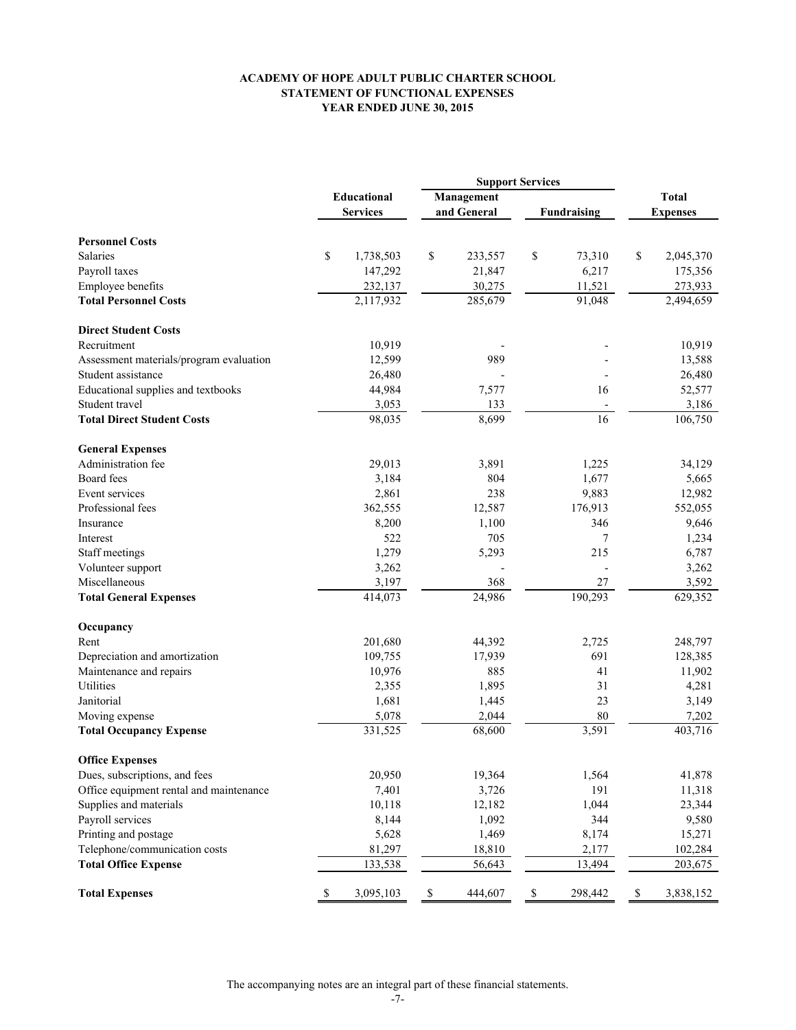**ACADEMY OF HOPE ADULT PUBLIC CHARTER SCHOOL**
**STATEMENT OF FUNCTIONAL EXPENSES**
**YEAR ENDED JUNE 30, 2015**

| | Educational Services | Support Services | | Total Expenses |
|---|---|---|---|---|
| | | Management and General | Fundraising | |
| **Personnel Costs** | | | | |
| Salaries | $ 1,738,503 | $ 233,557 | $ 73,310 | $ 2,045,370 |
| Payroll taxes | 147,292 | 21,847 | 6,217 | 175,356 |
| Employee benefits | 232,137 | 30,275 | 11,521 | 273,933 |
| **Total Personnel Costs** | 2,117,932 | 285,679 | 91,048 | 2,494,659 |
| **Direct Student Costs** | | | | |
| Recruitment | 10,919 | - | - | 10,919 |
| Assessment materials/program evaluation | 12,599 | 989 | - | 13,588 |
| Student assistance | 26,480 | - | - | 26,480 |
| Educational supplies and textbooks | 44,984 | 7,577 | 16 | 52,577 |
| Student travel | 3,053 | 133 | - | 3,186 |
| **Total Direct Student Costs** | 98,035 | 8,699 | 16 | 106,750 |
| **General Expenses** | | | | |
| Administration fee | 29,013 | 3,891 | 1,225 | 34,129 |
| Board fees | 3,184 | 804 | 1,677 | 5,665 |
| Event services | 2,861 | 238 | 9,883 | 12,982 |
| Professional fees | 362,555 | 12,587 | 176,913 | 552,055 |
| Insurance | 8,200 | 1,100 | 346 | 9,646 |
| Interest | 522 | 705 | 7 | 1,234 |
| Staff meetings | 1,279 | 5,293 | 215 | 6,787 |
| Volunteer support | 3,262 | - | - | 3,262 |
| Miscellaneous | 3,197 | 368 | 27 | 3,592 |
| **Total General Expenses** | 414,073 | 24,986 | 190,293 | 629,352 |
| **Occupancy** | | | | |
| Rent | 201,680 | 44,392 | 2,725 | 248,797 |
| Depreciation and amortization | 109,755 | 17,939 | 691 | 128,385 |
| Maintenance and repairs | 10,976 | 885 | 41 | 11,902 |
| Utilities | 2,355 | 1,895 | 31 | 4,281 |
| Janitorial | 1,681 | 1,445 | 23 | 3,149 |
| Moving expense | 5,078 | 2,044 | 80 | 7,202 |
| **Total Occupancy Expense** | 331,525 | 68,600 | 3,591 | 403,716 |
| **Office Expenses** | | | | |
| Dues, subscriptions, and fees | 20,950 | 19,364 | 1,564 | 41,878 |
| Office equipment rental and maintenance | 7,401 | 3,726 | 191 | 11,318 |
| Supplies and materials | 10,118 | 12,182 | 1,044 | 23,344 |
| Payroll services | 8,144 | 1,092 | 344 | 9,580 |
| Printing and postage | 5,628 | 1,469 | 8,174 | 15,271 |
| Telephone/communication costs | 81,297 | 18,810 | 2,177 | 102,284 |
| **Total Office Expense** | 133,538 | 56,643 | 13,494 | 203,675 |
| **Total Expenses** | $ 3,095,103 | $ 444,607 | $ 298,442 | $ 3,838,152 |

The accompanying notes are an integral part of these financial statements.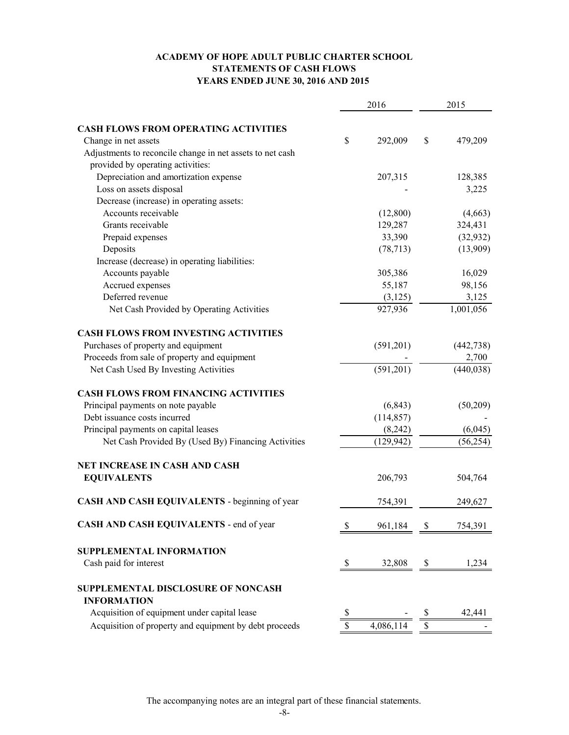# ACADEMY OF HOPE ADULT PUBLIC CHARTER SCHOOL
## STATEMENTS OF CASH FLOWS
### YEARS ENDED JUNE 30, 2016 AND 2015

| | 2016 | 2015 |
|---|---|---|
| **CASH FLOWS FROM OPERATING ACTIVITIES** | | |
| Change in net assets | $ 292,009 | $ 479,209 |
| Adjustments to reconcile change in net assets to net cash provided by operating activities: | | |
| Depreciation and amortization expense | 207,315 | 128,385 |
| Loss on assets disposal | - | 3,225 |
| Decrease (increase) in operating assets: | | |
| Accounts receivable | (12,800) | (4,663) |
| Grants receivable | 129,287 | 324,431 |
| Prepaid expenses | 33,390 | (32,932) |
| Deposits | (78,713) | (13,909) |
| Increase (decrease) in operating liabilities: | | |
| Accounts payable | 305,386 | 16,029 |
| Accrued expenses | 55,187 | 98,156 |
| Deferred revenue | (3,125) | 3,125 |
| Net Cash Provided by Operating Activities | 927,936 | 1,001,056 |
| **CASH FLOWS FROM INVESTING ACTIVITIES** | | |
| Purchases of property and equipment | (591,201) | (442,738) |
| Proceeds from sale of property and equipment | - | 2,700 |
| Net Cash Used By Investing Activities | (591,201) | (440,038) |
| **CASH FLOWS FROM FINANCING ACTIVITIES** | | |
| Principal payments on note payable | (6,843) | (50,209) |
| Debt issuance costs incurred | (114,857) | - |
| Principal payments on capital leases | (8,242) | (6,045) |
| Net Cash Provided By (Used By) Financing Activities | (129,942) | (56,254) |
| **NET INCREASE IN CASH AND CASH EQUIVALENTS** | 206,793 | 504,764 |
| **CASH AND CASH EQUIVALENTS** - beginning of year | 754,391 | 249,627 |
| **CASH AND CASH EQUIVALENTS** - end of year | $ 961,184 | $ 754,391 |
| **SUPPLEMENTAL INFORMATION** | | |
| Cash paid for interest | $ 32,808 | $ 1,234 |
| **SUPPLEMENTAL DISCLOSURE OF NONCASH INFORMATION** | | |
| Acquisition of equipment under capital lease | $ - | $ 42,441 |
| Acquisition of property and equipment by debt proceeds | $ 4,086,114 | $ - |

The accompanying notes are an integral part of these financial statements.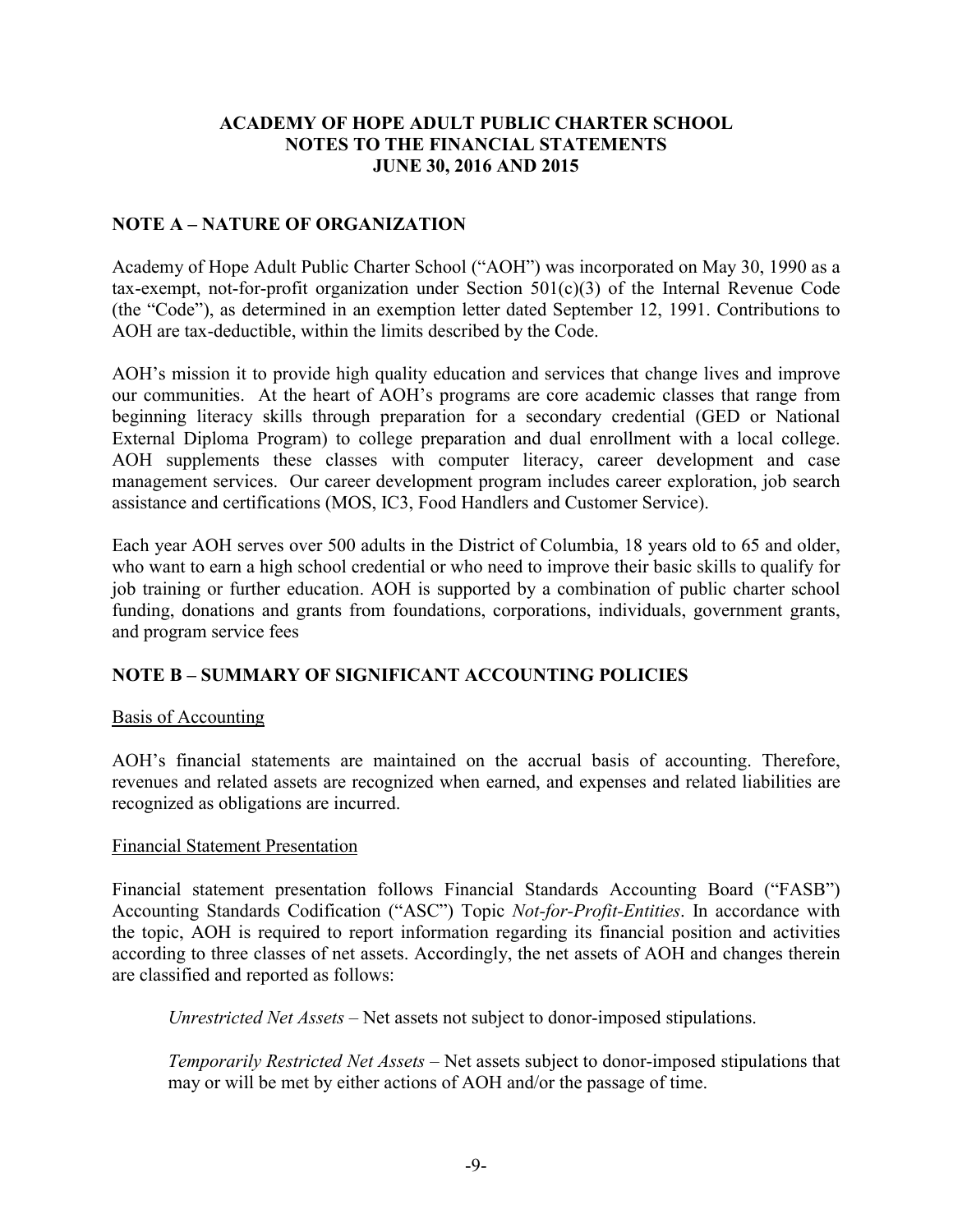# ACADEMY OF HOPE ADULT PUBLIC CHARTER SCHOOL
## NOTES TO THE FINANCIAL STATEMENTS
## JUNE 30, 2016 AND 2015

## NOTE A – NATURE OF ORGANIZATION

Academy of Hope Adult Public Charter School ("AOH") was incorporated on May 30, 1990 as a tax-exempt, not-for-profit organization under Section 501(c)(3) of the Internal Revenue Code (the "Code"), as determined in an exemption letter dated September 12, 1991. Contributions to AOH are tax-deductible, within the limits described by the Code.

AOH's mission it to provide high quality education and services that change lives and improve our communities. At the heart of AOH's programs are core academic classes that range from beginning literacy skills through preparation for a secondary credential (GED or National External Diploma Program) to college preparation and dual enrollment with a local college. AOH supplements these classes with computer literacy, career development and case management services. Our career development program includes career exploration, job search assistance and certifications (MOS, IC3, Food Handlers and Customer Service).

Each year AOH serves over 500 adults in the District of Columbia, 18 years old to 65 and older, who want to earn a high school credential or who need to improve their basic skills to qualify for job training or further education. AOH is supported by a combination of public charter school funding, donations and grants from foundations, corporations, individuals, government grants, and program service fees

## NOTE B – SUMMARY OF SIGNIFICANT ACCOUNTING POLICIES

Basis of Accounting

AOH's financial statements are maintained on the accrual basis of accounting. Therefore, revenues and related assets are recognized when earned, and expenses and related liabilities are recognized as obligations are incurred.

Financial Statement Presentation

Financial statement presentation follows Financial Standards Accounting Board ("FASB") Accounting Standards Codification ("ASC") Topic *Not-for-Profit-Entities*. In accordance with the topic, AOH is required to report information regarding its financial position and activities according to three classes of net assets. Accordingly, the net assets of AOH and changes therein are classified and reported as follows:

*Unrestricted Net Assets* – Net assets not subject to donor-imposed stipulations.

*Temporarily Restricted Net Assets* – Net assets subject to donor-imposed stipulations that may or will be met by either actions of AOH and/or the passage of time.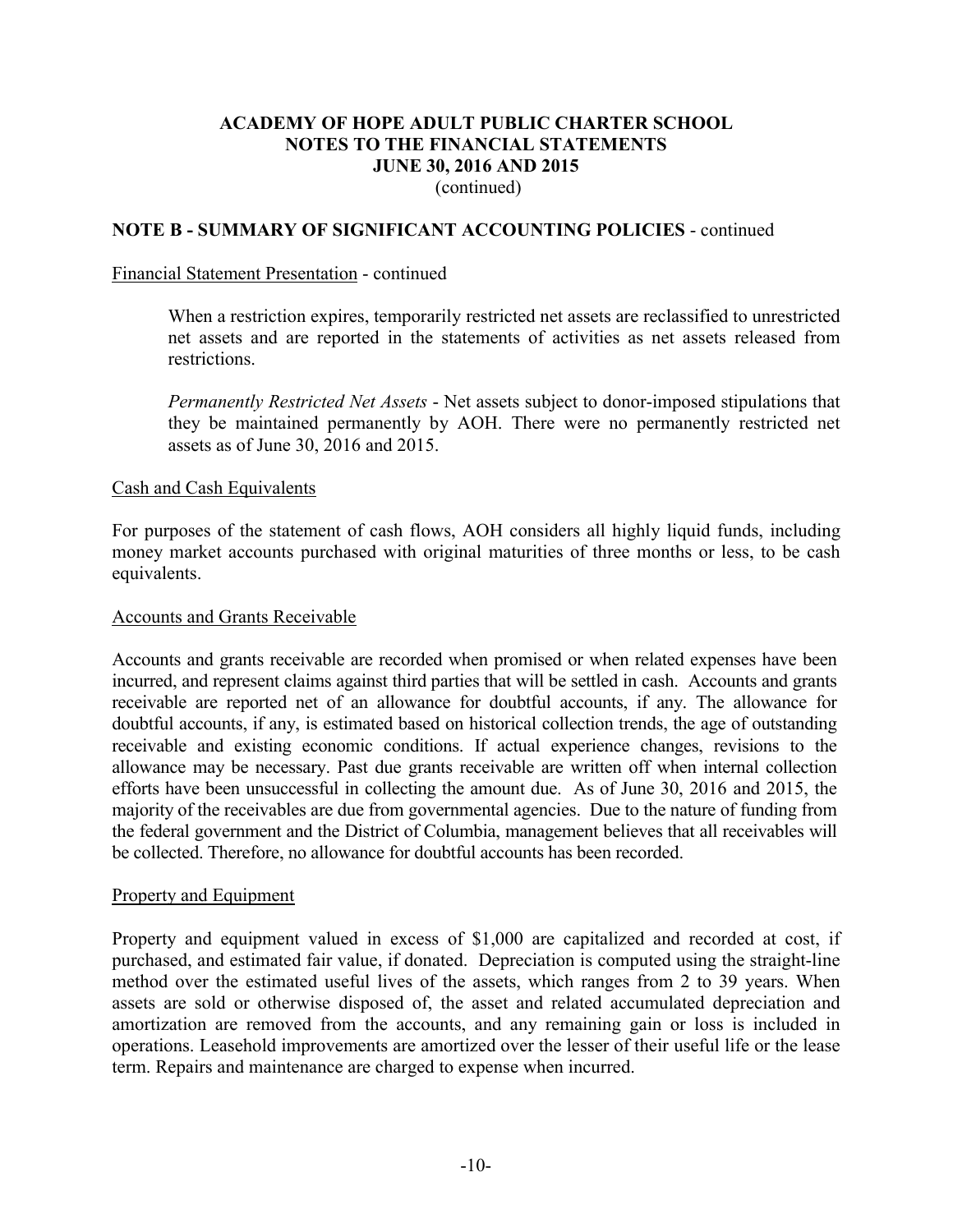**ACADEMY OF HOPE ADULT PUBLIC CHARTER SCHOOL**
**NOTES TO THE FINANCIAL STATEMENTS**
**JUNE 30, 2016 AND 2015**
(continued)

**NOTE B - SUMMARY OF SIGNIFICANT ACCOUNTING POLICIES** - continued

Financial Statement Presentation - continued

When a restriction expires, temporarily restricted net assets are reclassified to unrestricted net assets and are reported in the statements of activities as net assets released from restrictions.

*Permanently Restricted Net Assets* - Net assets subject to donor-imposed stipulations that they be maintained permanently by AOH. There were no permanently restricted net assets as of June 30, 2016 and 2015.

Cash and Cash Equivalents

For purposes of the statement of cash flows, AOH considers all highly liquid funds, including money market accounts purchased with original maturities of three months or less, to be cash equivalents.

Accounts and Grants Receivable

Accounts and grants receivable are recorded when promised or when related expenses have been incurred, and represent claims against third parties that will be settled in cash. Accounts and grants receivable are reported net of an allowance for doubtful accounts, if any. The allowance for doubtful accounts, if any, is estimated based on historical collection trends, the age of outstanding receivable and existing economic conditions. If actual experience changes, revisions to the allowance may be necessary. Past due grants receivable are written off when internal collection efforts have been unsuccessful in collecting the amount due. As of June 30, 2016 and 2015, the majority of the receivables are due from governmental agencies. Due to the nature of funding from the federal government and the District of Columbia, management believes that all receivables will be collected. Therefore, no allowance for doubtful accounts has been recorded.

Property and Equipment

Property and equipment valued in excess of $1,000 are capitalized and recorded at cost, if purchased, and estimated fair value, if donated. Depreciation is computed using the straight-line method over the estimated useful lives of the assets, which ranges from 2 to 39 years. When assets are sold or otherwise disposed of, the asset and related accumulated depreciation and amortization are removed from the accounts, and any remaining gain or loss is included in operations. Leasehold improvements are amortized over the lesser of their useful life or the lease term. Repairs and maintenance are charged to expense when incurred.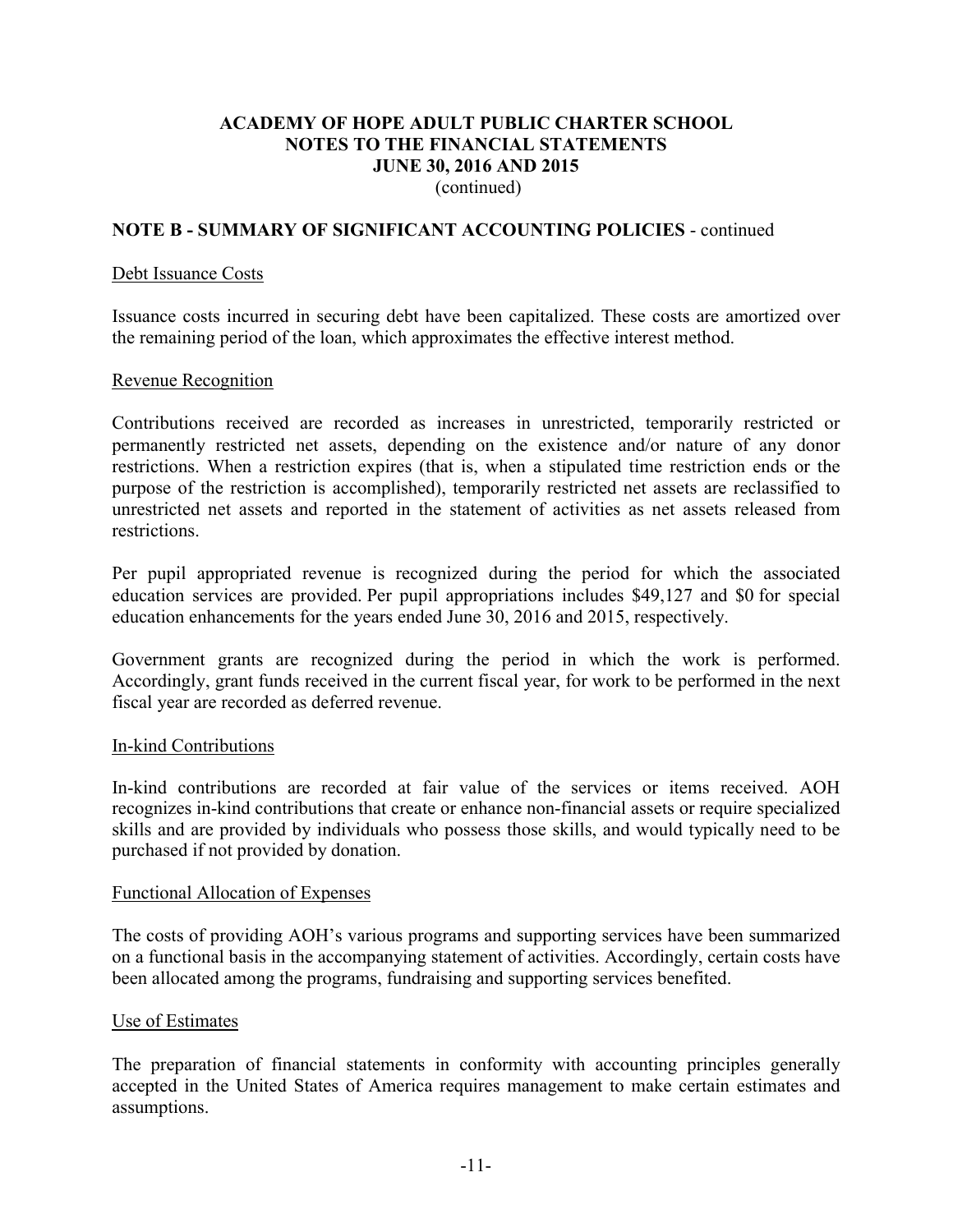**ACADEMY OF HOPE ADULT PUBLIC CHARTER SCHOOL**
**NOTES TO THE FINANCIAL STATEMENTS**
**JUNE 30, 2016 AND 2015**
(continued)

## NOTE B - SUMMARY OF SIGNIFICANT ACCOUNTING POLICIES - continued

### Debt Issuance Costs

Issuance costs incurred in securing debt have been capitalized. These costs are amortized over the remaining period of the loan, which approximates the effective interest method.

### Revenue Recognition

Contributions received are recorded as increases in unrestricted, temporarily restricted or permanently restricted net assets, depending on the existence and/or nature of any donor restrictions. When a restriction expires (that is, when a stipulated time restriction ends or the purpose of the restriction is accomplished), temporarily restricted net assets are reclassified to unrestricted net assets and reported in the statement of activities as net assets released from restrictions.

Per pupil appropriated revenue is recognized during the period for which the associated education services are provided. Per pupil appropriations includes $49,127 and $0 for special education enhancements for the years ended June 30, 2016 and 2015, respectively.

Government grants are recognized during the period in which the work is performed. Accordingly, grant funds received in the current fiscal year, for work to be performed in the next fiscal year are recorded as deferred revenue.

### In-kind Contributions

In-kind contributions are recorded at fair value of the services or items received. AOH recognizes in-kind contributions that create or enhance non-financial assets or require specialized skills and are provided by individuals who possess those skills, and would typically need to be purchased if not provided by donation.

### Functional Allocation of Expenses

The costs of providing AOH's various programs and supporting services have been summarized on a functional basis in the accompanying statement of activities. Accordingly, certain costs have been allocated among the programs, fundraising and supporting services benefited.

### Use of Estimates

The preparation of financial statements in conformity with accounting principles generally accepted in the United States of America requires management to make certain estimates and assumptions.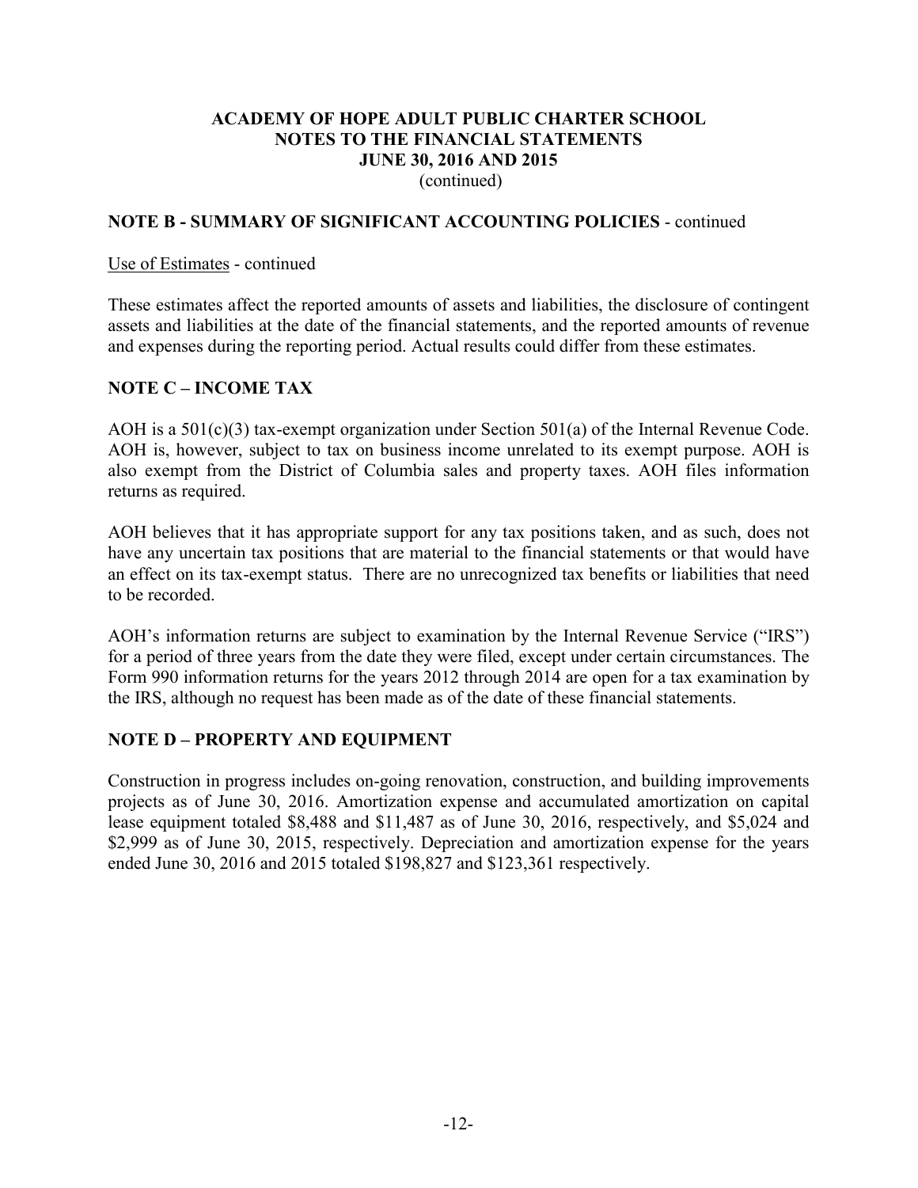**ACADEMY OF HOPE ADULT PUBLIC CHARTER SCHOOL**
**NOTES TO THE FINANCIAL STATEMENTS**
**JUNE 30, 2016 AND 2015**
(continued)

## NOTE B - SUMMARY OF SIGNIFICANT ACCOUNTING POLICIES - continued

Use of Estimates - continued

These estimates affect the reported amounts of assets and liabilities, the disclosure of contingent assets and liabilities at the date of the financial statements, and the reported amounts of revenue and expenses during the reporting period. Actual results could differ from these estimates.

## NOTE C – INCOME TAX

AOH is a 501(c)(3) tax-exempt organization under Section 501(a) of the Internal Revenue Code. AOH is, however, subject to tax on business income unrelated to its exempt purpose. AOH is also exempt from the District of Columbia sales and property taxes. AOH files information returns as required.

AOH believes that it has appropriate support for any tax positions taken, and as such, does not have any uncertain tax positions that are material to the financial statements or that would have an effect on its tax-exempt status. There are no unrecognized tax benefits or liabilities that need to be recorded.

AOH's information returns are subject to examination by the Internal Revenue Service ("IRS") for a period of three years from the date they were filed, except under certain circumstances. The Form 990 information returns for the years 2012 through 2014 are open for a tax examination by the IRS, although no request has been made as of the date of these financial statements.

## NOTE D – PROPERTY AND EQUIPMENT

Construction in progress includes on-going renovation, construction, and building improvements projects as of June 30, 2016. Amortization expense and accumulated amortization on capital lease equipment totaled $8,488 and $11,487 as of June 30, 2016, respectively, and $5,024 and $2,999 as of June 30, 2015, respectively. Depreciation and amortization expense for the years ended June 30, 2016 and 2015 totaled $198,827 and $123,361 respectively.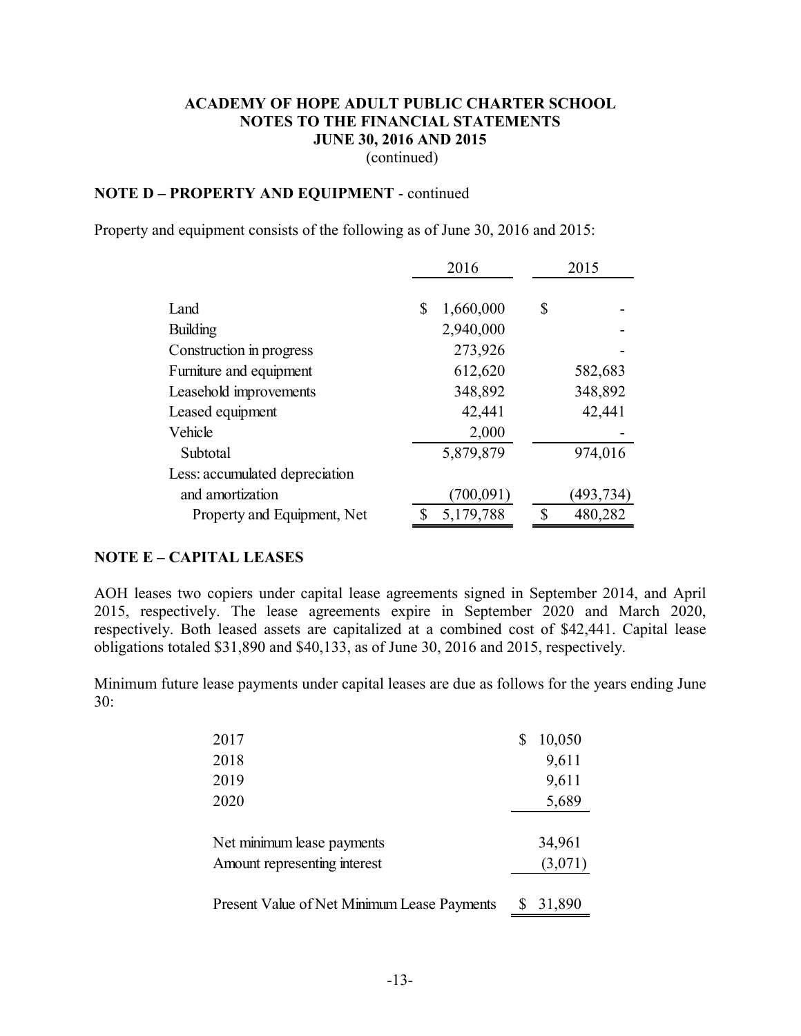**ACADEMY OF HOPE ADULT PUBLIC CHARTER SCHOOL**
**NOTES TO THE FINANCIAL STATEMENTS**
**JUNE 30, 2016 AND 2015**
(continued)

## NOTE D – PROPERTY AND EQUIPMENT - continued

Property and equipment consists of the following as of June 30, 2016 and 2015:

| | 2016 | 2015 |
|---|---|---|
| Land | $ 1,660,000 | $ - |
| Building | 2,940,000 | - |
| Construction in progress | 273,926 | - |
| Furniture and equipment | 612,620 | 582,683 |
| Leasehold improvements | 348,892 | 348,892 |
| Leased equipment | 42,441 | 42,441 |
| Vehicle | 2,000 | - |
| Subtotal | 5,879,879 | 974,016 |
| Less: accumulated depreciation and amortization | (700,091) | (493,734) |
| Property and Equipment, Net | $ 5,179,788 | $ 480,282 |

## NOTE E – CAPITAL LEASES

AOH leases two copiers under capital lease agreements signed in September 2014, and April 2015, respectively. The lease agreements expire in September 2020 and March 2020, respectively. Both leased assets are capitalized at a combined cost of $42,441. Capital lease obligations totaled $31,890 and $40,133, as of June 30, 2016 and 2015, respectively.

Minimum future lease payments under capital leases are due as follows for the years ending June 30:

| | |
|---|---|
| 2017 | $ 10,050 |
| 2018 | 9,611 |
| 2019 | 9,611 |
| 2020 | 5,689 |
| Net minimum lease payments | 34,961 |
| Amount representing interest | (3,071) |
| Present Value of Net Minimum Lease Payments | $ 31,890 |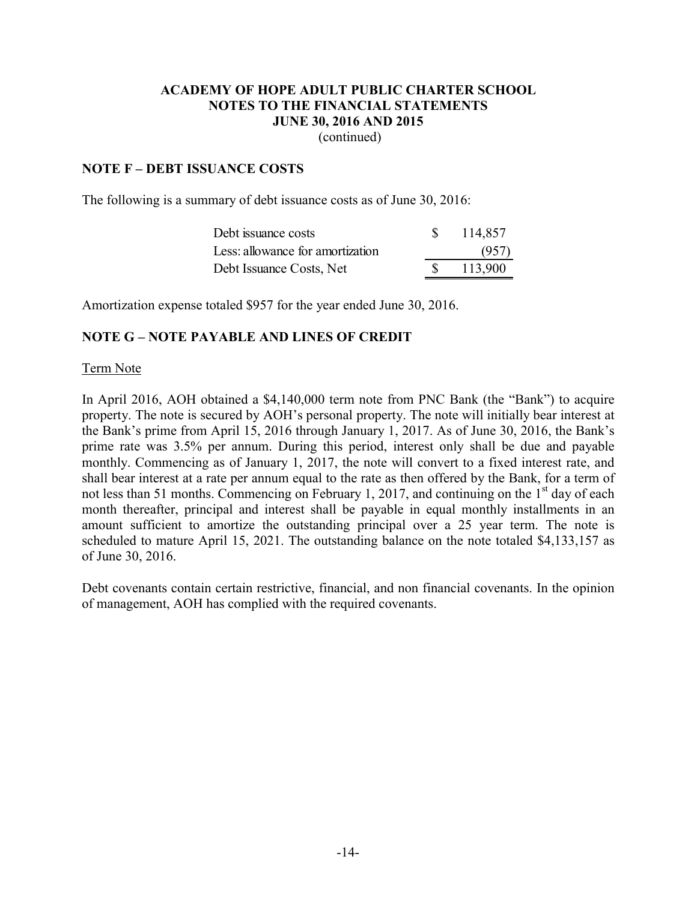**ACADEMY OF HOPE ADULT PUBLIC CHARTER SCHOOL**
**NOTES TO THE FINANCIAL STATEMENTS**
**JUNE 30, 2016 AND 2015**
(continued)

## NOTE F – DEBT ISSUANCE COSTS

The following is a summary of debt issuance costs as of June 30, 2016:

| | | |
|---|---|---|
| Debt issuance costs | $ | 114,857 |
| Less: allowance for amortization | | (957) |
| Debt Issuance Costs, Net | $ | 113,900 |

Amortization expense totaled $957 for the year ended June 30, 2016.

## NOTE G – NOTE PAYABLE AND LINES OF CREDIT

Term Note

In April 2016, AOH obtained a $4,140,000 term note from PNC Bank (the "Bank") to acquire property. The note is secured by AOH's personal property. The note will initially bear interest at the Bank's prime from April 15, 2016 through January 1, 2017. As of June 30, 2016, the Bank's prime rate was 3.5% per annum. During this period, interest only shall be due and payable monthly. Commencing as of January 1, 2017, the note will convert to a fixed interest rate, and shall bear interest at a rate per annum equal to the rate as then offered by the Bank, for a term of not less than 51 months. Commencing on February 1, 2017, and continuing on the 1st day of each month thereafter, principal and interest shall be payable in equal monthly installments in an amount sufficient to amortize the outstanding principal over a 25 year term. The note is scheduled to mature April 15, 2021. The outstanding balance on the note totaled $4,133,157 as of June 30, 2016.

Debt covenants contain certain restrictive, financial, and non financial covenants. In the opinion of management, AOH has complied with the required covenants.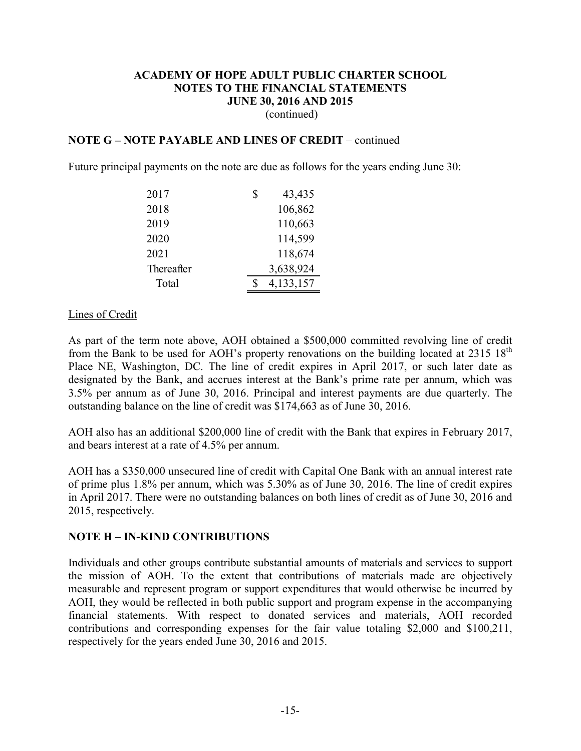# ACADEMY OF HOPE ADULT PUBLIC CHARTER SCHOOL
## NOTES TO THE FINANCIAL STATEMENTS
## JUNE 30, 2016 AND 2015
(continued)

**NOTE G – NOTE PAYABLE AND LINES OF CREDIT** – continued

Future principal payments on the note are due as follows for the years ending June 30:

| | |
|---|---|
| 2017 | $ 43,435 |
| 2018 | 106,862 |
| 2019 | 110,663 |
| 2020 | 114,599 |
| 2021 | 118,674 |
| Thereafter | 3,638,924 |
| Total | $ 4,133,157 |

Lines of Credit

As part of the term note above, AOH obtained a $500,000 committed revolving line of credit from the Bank to be used for AOH's property renovations on the building located at 2315 18th Place NE, Washington, DC. The line of credit expires in April 2017, or such later date as designated by the Bank, and accrues interest at the Bank's prime rate per annum, which was 3.5% per annum as of June 30, 2016. Principal and interest payments are due quarterly. The outstanding balance on the line of credit was $174,663 as of June 30, 2016.

AOH also has an additional $200,000 line of credit with the Bank that expires in February 2017, and bears interest at a rate of 4.5% per annum.

AOH has a $350,000 unsecured line of credit with Capital One Bank with an annual interest rate of prime plus 1.8% per annum, which was 5.30% as of June 30, 2016. The line of credit expires in April 2017. There were no outstanding balances on both lines of credit as of June 30, 2016 and 2015, respectively.

**NOTE H – IN-KIND CONTRIBUTIONS**

Individuals and other groups contribute substantial amounts of materials and services to support the mission of AOH. To the extent that contributions of materials made are objectively measurable and represent program or support expenditures that would otherwise be incurred by AOH, they would be reflected in both public support and program expense in the accompanying financial statements. With respect to donated services and materials, AOH recorded contributions and corresponding expenses for the fair value totaling $2,000 and $100,211, respectively for the years ended June 30, 2016 and 2015.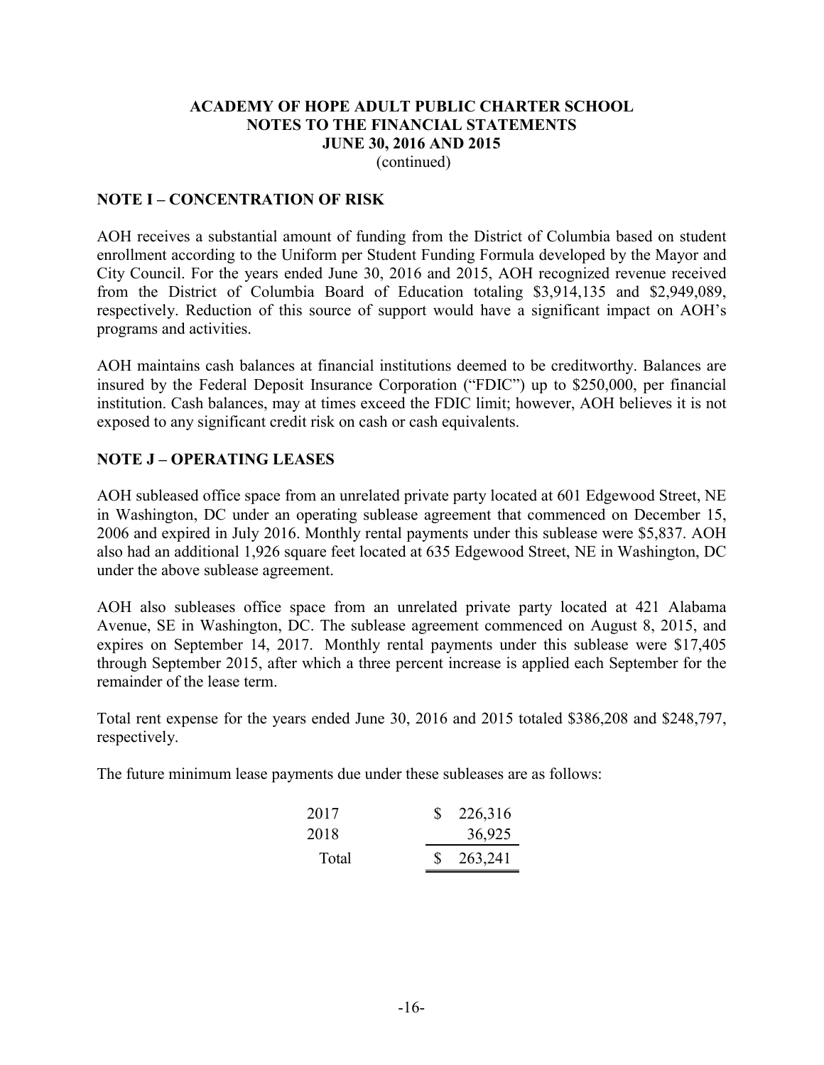# ACADEMY OF HOPE ADULT PUBLIC CHARTER SCHOOL
## NOTES TO THE FINANCIAL STATEMENTS
## JUNE 30, 2016 AND 2015
(continued)

### NOTE I – CONCENTRATION OF RISK

AOH receives a substantial amount of funding from the District of Columbia based on student enrollment according to the Uniform per Student Funding Formula developed by the Mayor and City Council. For the years ended June 30, 2016 and 2015, AOH recognized revenue received from the District of Columbia Board of Education totaling $3,914,135 and $2,949,089, respectively. Reduction of this source of support would have a significant impact on AOH's programs and activities.

AOH maintains cash balances at financial institutions deemed to be creditworthy. Balances are insured by the Federal Deposit Insurance Corporation ("FDIC") up to $250,000, per financial institution. Cash balances, may at times exceed the FDIC limit; however, AOH believes it is not exposed to any significant credit risk on cash or cash equivalents.

### NOTE J – OPERATING LEASES

AOH subleased office space from an unrelated private party located at 601 Edgewood Street, NE in Washington, DC under an operating sublease agreement that commenced on December 15, 2006 and expired in July 2016. Monthly rental payments under this sublease were $5,837. AOH also had an additional 1,926 square feet located at 635 Edgewood Street, NE in Washington, DC under the above sublease agreement.

AOH also subleases office space from an unrelated private party located at 421 Alabama Avenue, SE in Washington, DC. The sublease agreement commenced on August 8, 2015, and expires on September 14, 2017. Monthly rental payments under this sublease were $17,405 through September 2015, after which a three percent increase is applied each September for the remainder of the lease term.

Total rent expense for the years ended June 30, 2016 and 2015 totaled $386,208 and $248,797, respectively.

The future minimum lease payments due under these subleases are as follows:

| | |
|---|---|
| 2017 | $ 226,316 |
| 2018 | 36,925 |
| Total | $ 263,241 |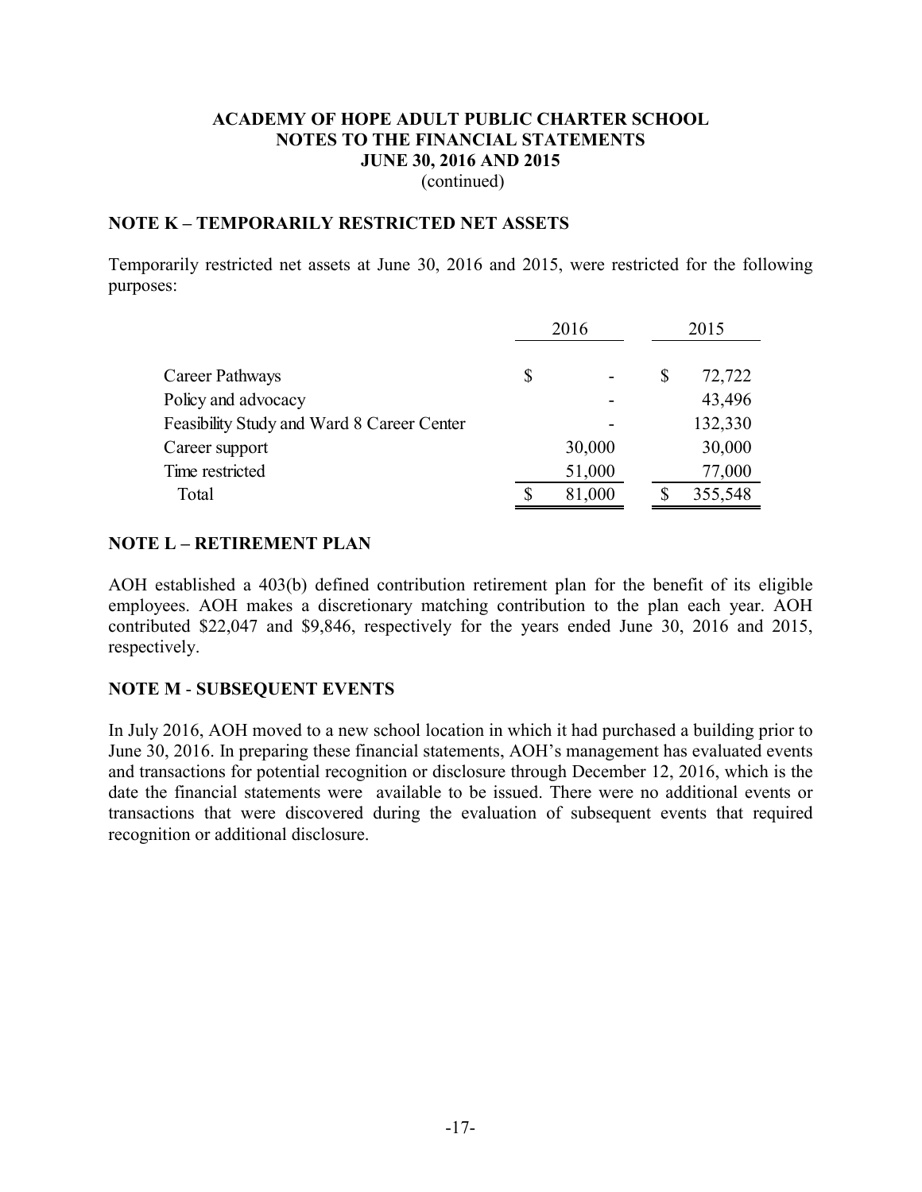**ACADEMY OF HOPE ADULT PUBLIC CHARTER SCHOOL**
**NOTES TO THE FINANCIAL STATEMENTS**
**JUNE 30, 2016 AND 2015**
(continued)

## NOTE K – TEMPORARILY RESTRICTED NET ASSETS

Temporarily restricted net assets at June 30, 2016 and 2015, were restricted for the following purposes:

| | 2016 | 2015 |
|---|---|---|
| Career Pathways | $ - | $ 72,722 |
| Policy and advocacy | - | 43,496 |
| Feasibility Study and Ward 8 Career Center | - | 132,330 |
| Career support | 30,000 | 30,000 |
| Time restricted | 51,000 | 77,000 |
| Total | $ 81,000 | $ 355,548 |

## NOTE L – RETIREMENT PLAN

AOH established a 403(b) defined contribution retirement plan for the benefit of its eligible employees. AOH makes a discretionary matching contribution to the plan each year. AOH contributed $22,047 and $9,846, respectively for the years ended June 30, 2016 and 2015, respectively.

## NOTE M - SUBSEQUENT EVENTS

In July 2016, AOH moved to a new school location in which it had purchased a building prior to June 30, 2016. In preparing these financial statements, AOH's management has evaluated events and transactions for potential recognition or disclosure through December 12, 2016, which is the date the financial statements were available to be issued. There were no additional events or transactions that were discovered during the evaluation of subsequent events that required recognition or additional disclosure.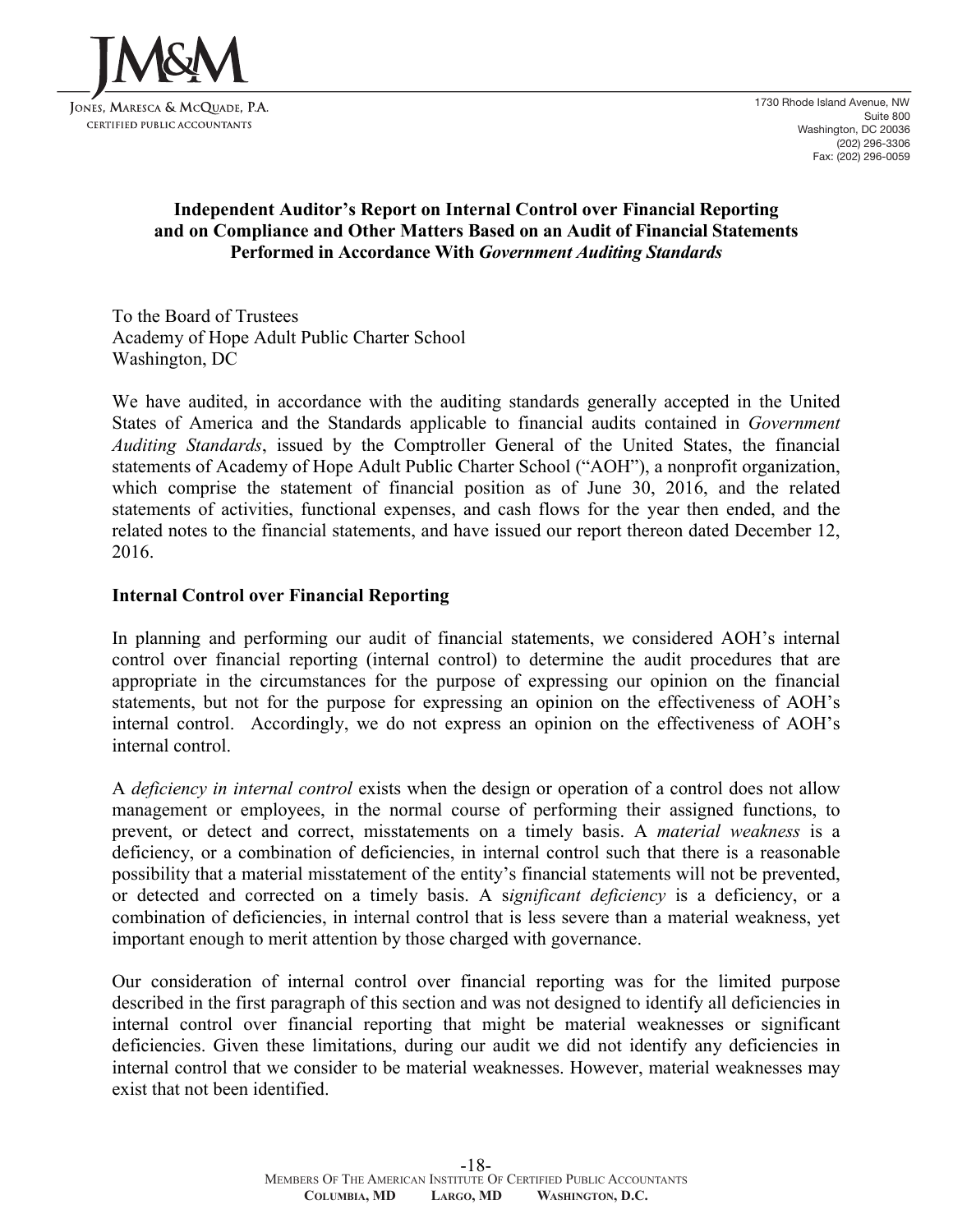JM&M

Jones, Maresca & McQuade, P.A.
Certified Public Accountants

1730 Rhode Island Avenue, NW
Suite 800
Washington, DC 20036
(202) 296-3306
Fax: (202) 296-0059

**Independent Auditor's Report on Internal Control over Financial Reporting and on Compliance and Other Matters Based on an Audit of Financial Statements Performed in Accordance With *Government Auditing Standards***

To the Board of Trustees
Academy of Hope Adult Public Charter School
Washington, DC

We have audited, in accordance with the auditing standards generally accepted in the United States of America and the Standards applicable to financial audits contained in *Government Auditing Standards*, issued by the Comptroller General of the United States, the financial statements of Academy of Hope Adult Public Charter School ("AOH"), a nonprofit organization, which comprise the statement of financial position as of June 30, 2016, and the related statements of activities, functional expenses, and cash flows for the year then ended, and the related notes to the financial statements, and have issued our report thereon dated December 12, 2016.

## Internal Control over Financial Reporting

In planning and performing our audit of financial statements, we considered AOH's internal control over financial reporting (internal control) to determine the audit procedures that are appropriate in the circumstances for the purpose of expressing our opinion on the financial statements, but not for the purpose for expressing an opinion on the effectiveness of AOH's internal control. Accordingly, we do not express an opinion on the effectiveness of AOH's internal control.

A *deficiency in internal control* exists when the design or operation of a control does not allow management or employees, in the normal course of performing their assigned functions, to prevent, or detect and correct, misstatements on a timely basis. A *material weakness* is a deficiency, or a combination of deficiencies, in internal control such that there is a reasonable possibility that a material misstatement of the entity's financial statements will not be prevented, or detected and corrected on a timely basis. A s*ignificant deficiency* is a deficiency, or a combination of deficiencies, in internal control that is less severe than a material weakness, yet important enough to merit attention by those charged with governance.

Our consideration of internal control over financial reporting was for the limited purpose described in the first paragraph of this section and was not designed to identify all deficiencies in internal control over financial reporting that might be material weaknesses or significant deficiencies. Given these limitations, during our audit we did not identify any deficiencies in internal control that we consider to be material weaknesses. However, material weaknesses may exist that not been identified.

Members Of The American Institute Of Certified Public Accountants
**Columbia, MD Largo, MD Washington, D.C.**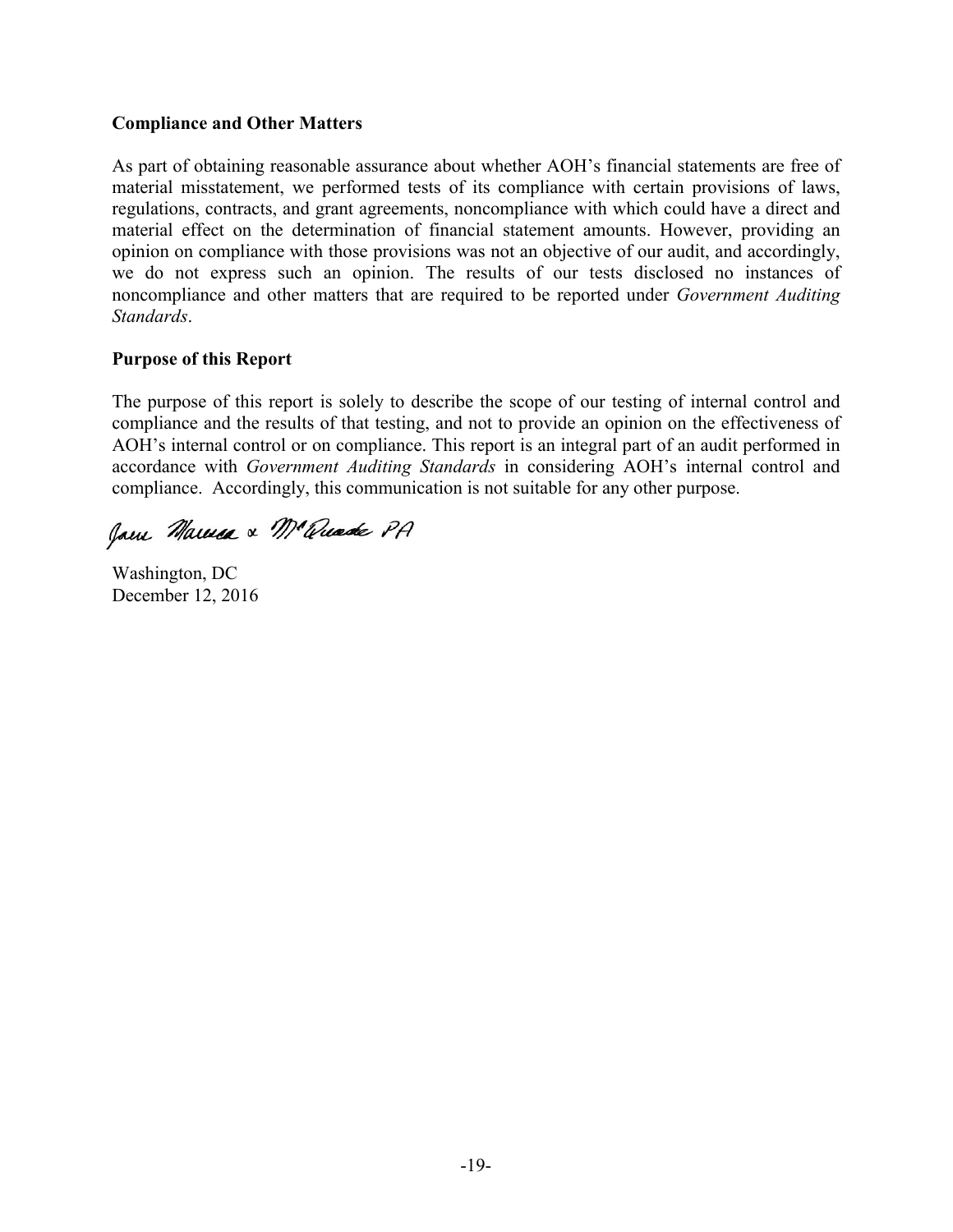### Compliance and Other Matters

As part of obtaining reasonable assurance about whether AOH's financial statements are free of material misstatement, we performed tests of its compliance with certain provisions of laws, regulations, contracts, and grant agreements, noncompliance with which could have a direct and material effect on the determination of financial statement amounts. However, providing an opinion on compliance with those provisions was not an objective of our audit, and accordingly, we do not express such an opinion. The results of our tests disclosed no instances of noncompliance and other matters that are required to be reported under *Government Auditing Standards*.

### Purpose of this Report

The purpose of this report is solely to describe the scope of our testing of internal control and compliance and the results of that testing, and not to provide an opinion on the effectiveness of AOH's internal control or on compliance. This report is an integral part of an audit performed in accordance with *Government Auditing Standards* in considering AOH's internal control and compliance. Accordingly, this communication is not suitable for any other purpose.

Jones Marcus & McQuade PA

Washington, DC
December 12, 2016